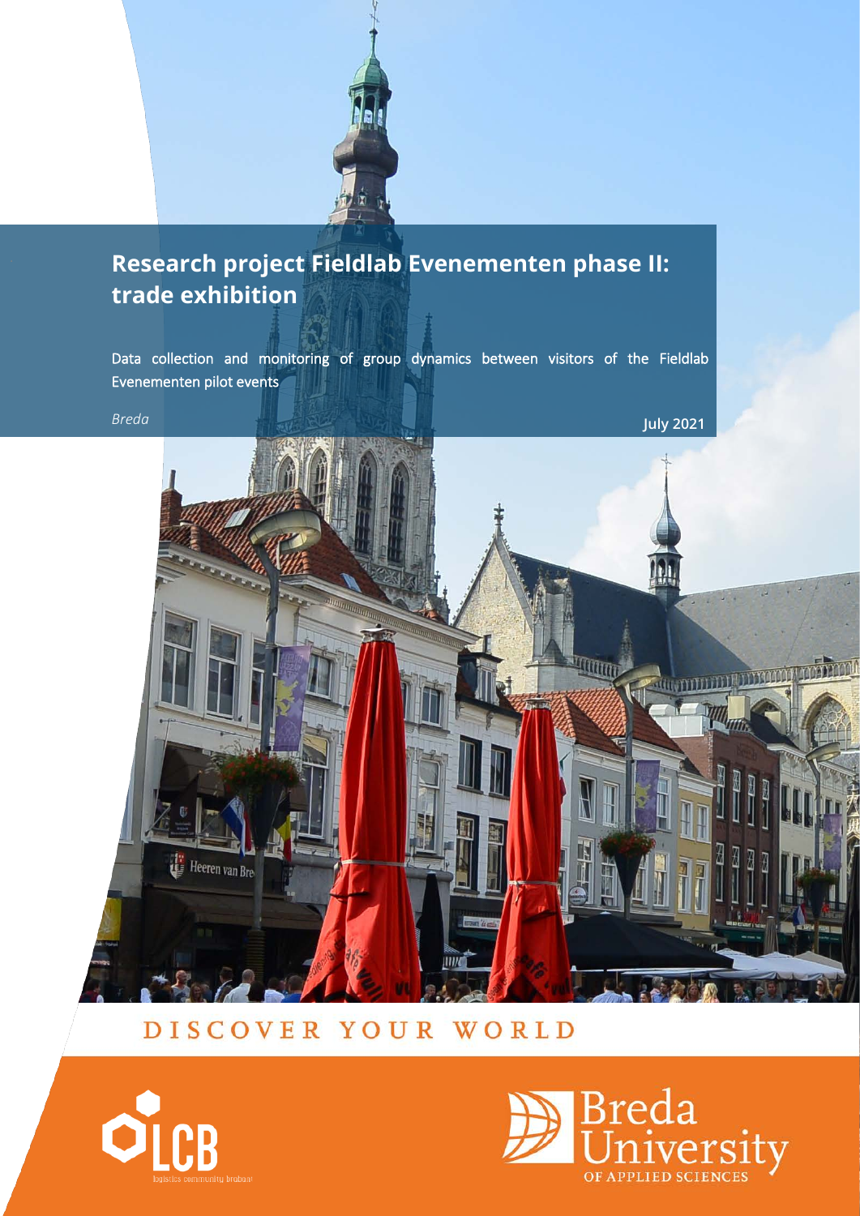# Research project Fieldlab Evenementen phase II: trade exhibition

Data collection and monitoring of group dynamics between visitors of the Fieldlab Evenementen pilot events

*Breda*

**July 2021**

DISCOVER YOUR WORLD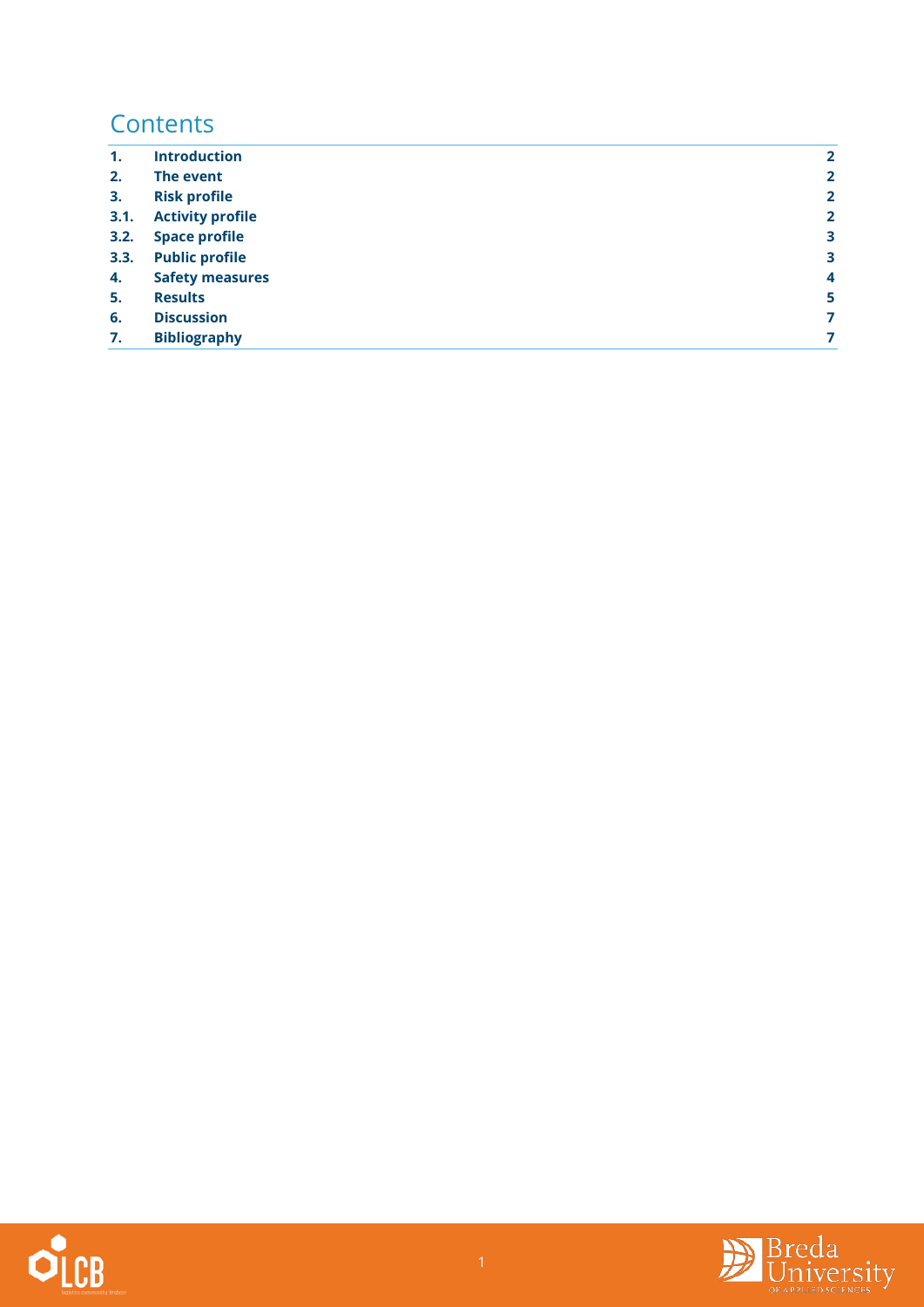# Contents

| | | |
|---|---|---|
| **1.** | **Introduction** | **2** |
| **2.** | **The event** | **2** |
| **3.** | **Risk profile** | **2** |
| **3.1.** | **Activity profile** | **2** |
| **3.2.** | **Space profile** | **3** |
| **3.3.** | **Public profile** | **3** |
| **4.** | **Safety measures** | **4** |
| **5.** | **Results** | **5** |
| **6.** | **Discussion** | **7** |
| **7.** | **Bibliography** | **7** |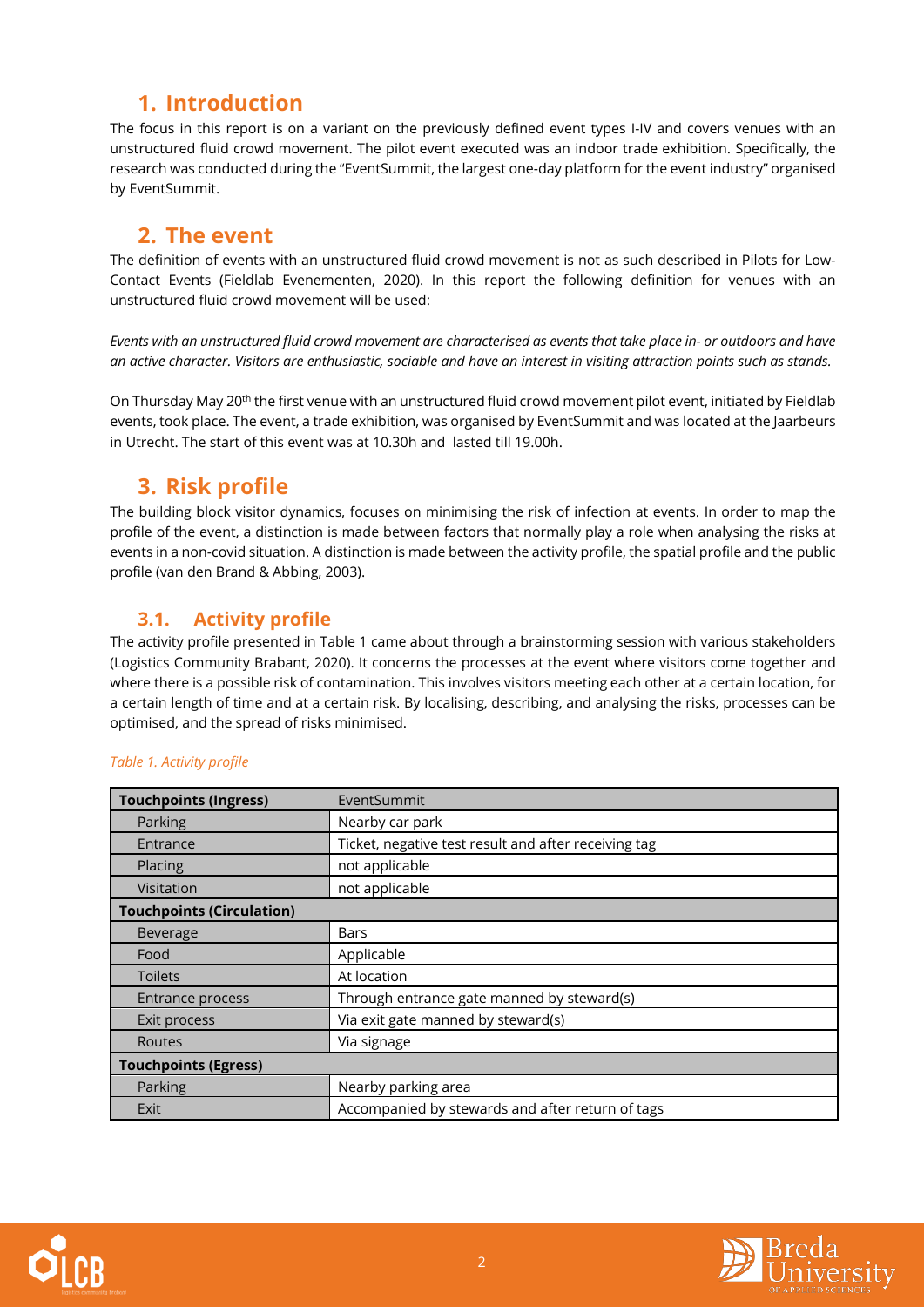# 1. Introduction

The focus in this report is on a variant on the previously defined event types I-IV and covers venues with an unstructured fluid crowd movement. The pilot event executed was an indoor trade exhibition. Specifically, the research was conducted during the "EventSummit, the largest one-day platform for the event industry" organised by EventSummit.

# 2. The event

The definition of events with an unstructured fluid crowd movement is not as such described in Pilots for Low-Contact Events (Fieldlab Evenementen, 2020). In this report the following definition for venues with an unstructured fluid crowd movement will be used:

*Events with an unstructured fluid crowd movement are characterised as events that take place in- or outdoors and have an active character. Visitors are enthusiastic, sociable and have an interest in visiting attraction points such as stands.*

On Thursday May 20th the first venue with an unstructured fluid crowd movement pilot event, initiated by Fieldlab events, took place. The event, a trade exhibition, was organised by EventSummit and was located at the Jaarbeurs in Utrecht. The start of this event was at 10.30h and lasted till 19.00h.

# 3. Risk profile

The building block visitor dynamics, focuses on minimising the risk of infection at events. In order to map the profile of the event, a distinction is made between factors that normally play a role when analysing the risks at events in a non-covid situation. A distinction is made between the activity profile, the spatial profile and the public profile (van den Brand & Abbing, 2003).

## 3.1. Activity profile

The activity profile presented in Table 1 came about through a brainstorming session with various stakeholders (Logistics Community Brabant, 2020). It concerns the processes at the event where visitors come together and where there is a possible risk of contamination. This involves visitors meeting each other at a certain location, for a certain length of time and at a certain risk. By localising, describing, and analysing the risks, processes can be optimised, and the spread of risks minimised.

*Table 1. Activity profile*

| **Touchpoints (Ingress)** | EventSummit |
|---|---|
| Parking | Nearby car park |
| Entrance | Ticket, negative test result and after receiving tag |
| Placing | not applicable |
| Visitation | not applicable |
| **Touchpoints (Circulation)** | |
| Beverage | Bars |
| Food | Applicable |
| Toilets | At location |
| Entrance process | Through entrance gate manned by steward(s) |
| Exit process | Via exit gate manned by steward(s) |
| Routes | Via signage |
| **Touchpoints (Egress)** | |
| Parking | Nearby parking area |
| Exit | Accompanied by stewards and after return of tags |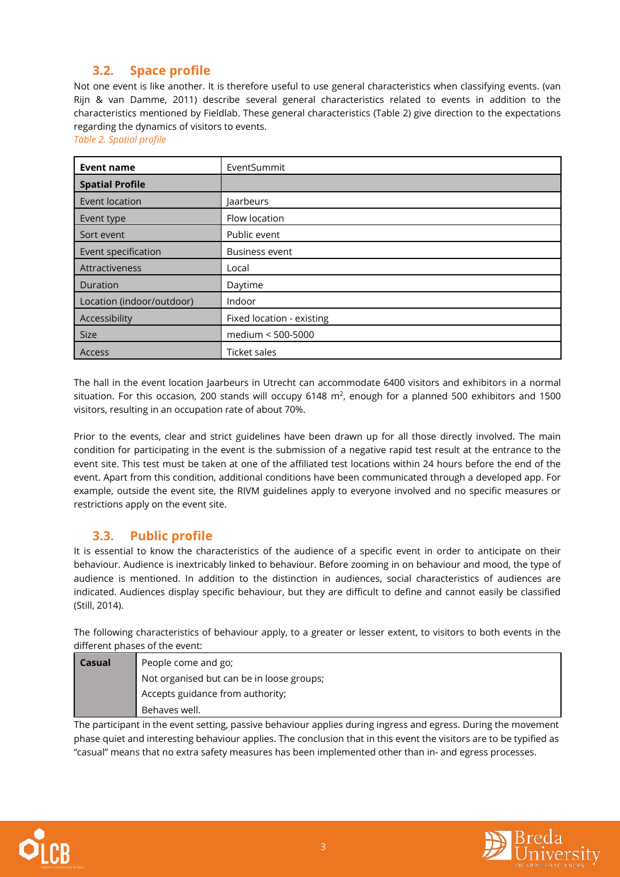## 3.2. Space profile

Not one event is like another. It is therefore useful to use general characteristics when classifying events. (van Rijn & van Damme, 2011) describe several general characteristics related to events in addition to the characteristics mentioned by Fieldlab. These general characteristics (Table 2) give direction to the expectations regarding the dynamics of visitors to events.

*Table 2. Spatial profile*

| **Event name** | EventSummit |
|---|---|
| **Spatial Profile** | |
| Event location | Jaarbeurs |
| Event type | Flow location |
| Sort event | Public event |
| Event specification | Business event |
| Attractiveness | Local |
| Duration | Daytime |
| Location (indoor/outdoor) | Indoor |
| Accessibility | Fixed location - existing |
| Size | medium < 500-5000 |
| Access | Ticket sales |

The hall in the event location Jaarbeurs in Utrecht can accommodate 6400 visitors and exhibitors in a normal situation. For this occasion, 200 stands will occupy 6148 $m^2$, enough for a planned 500 exhibitors and 1500 visitors, resulting in an occupation rate of about 70%.

Prior to the events, clear and strict guidelines have been drawn up for all those directly involved. The main condition for participating in the event is the submission of a negative rapid test result at the entrance to the event site. This test must be taken at one of the affiliated test locations within 24 hours before the end of the event. Apart from this condition, additional conditions have been communicated through a developed app. For example, outside the event site, the RIVM guidelines apply to everyone involved and no specific measures or restrictions apply on the event site.

## 3.3. Public profile

It is essential to know the characteristics of the audience of a specific event in order to anticipate on their behaviour. Audience is inextricably linked to behaviour. Before zooming in on behaviour and mood, the type of audience is mentioned. In addition to the distinction in audiences, social characteristics of audiences are indicated. Audiences display specific behaviour, but they are difficult to define and cannot easily be classified (Still, 2014).

The following characteristics of behaviour apply, to a greater or lesser extent, to visitors to both events in the different phases of the event:

| **Casual** | People come and go; |
|---|---|
| | Not organised but can be in loose groups; |
| | Accepts guidance from authority; |
| | Behaves well. |

The participant in the event setting, passive behaviour applies during ingress and egress. During the movement phase quiet and interesting behaviour applies. The conclusion that in this event the visitors are to be typified as "casual" means that no extra safety measures has been implemented other than in- and egress processes.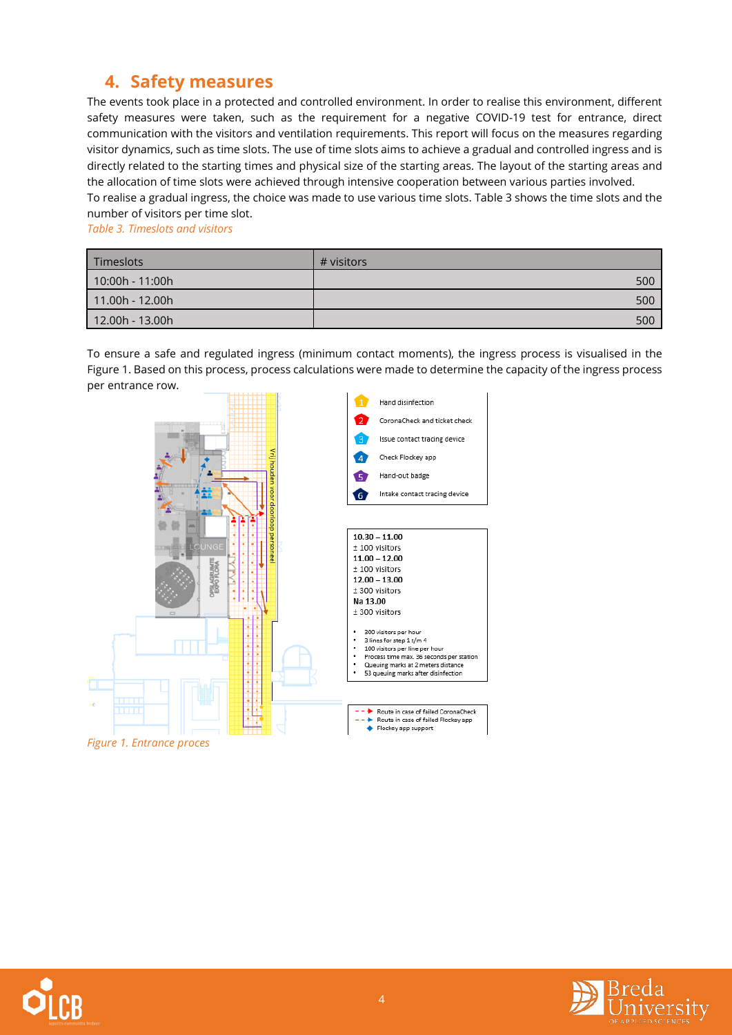## 4. Safety measures

The events took place in a protected and controlled environment. In order to realise this environment, different safety measures were taken, such as the requirement for a negative COVID-19 test for entrance, direct communication with the visitors and ventilation requirements. This report will focus on the measures regarding visitor dynamics, such as time slots. The use of time slots aims to achieve a gradual and controlled ingress and is directly related to the starting times and physical size of the starting areas. The layout of the starting areas and the allocation of time slots were achieved through intensive cooperation between various parties involved.

To realise a gradual ingress, the choice was made to use various time slots. Table 3 shows the time slots and the number of visitors per time slot.

*Table 3. Timeslots and visitors*

| Timeslots | # visitors |
| --- | --- |
| 10:00h - 11:00h | 500 |
| 11.00h - 12.00h | 500 |
| 12.00h - 13.00h | 500 |

To ensure a safe and regulated ingress (minimum contact moments), the ingress process is visualised in the Figure 1. Based on this process, process calculations were made to determine the capacity of the ingress process per entrance row.

1. Hand disinfection
2. CoronaCheck and ticket check
3. Issue contact tracing device
4. Check Flockey app
5. Hand-out badge
6. Intake contact tracing device

**10.30 – 11.00**
± 100 visitors
**11.00 – 12.00**
± 100 visitors
**12.00 – 13.00**
± 300 visitors
**Na 13.00**
± 300 visitors

- 300 visitors per hour
- 3 lines for step 1 t/m 4
- 100 visitors per line per hour
- Process time max. 36 seconds per station
- Queuing marks at 2 meters distance
- 53 queuing marks after disinfection

Route in case of failed CoronaCheck
Route in case of failed Flockey app
Flockey app support

*Figure 1. Entrance proces*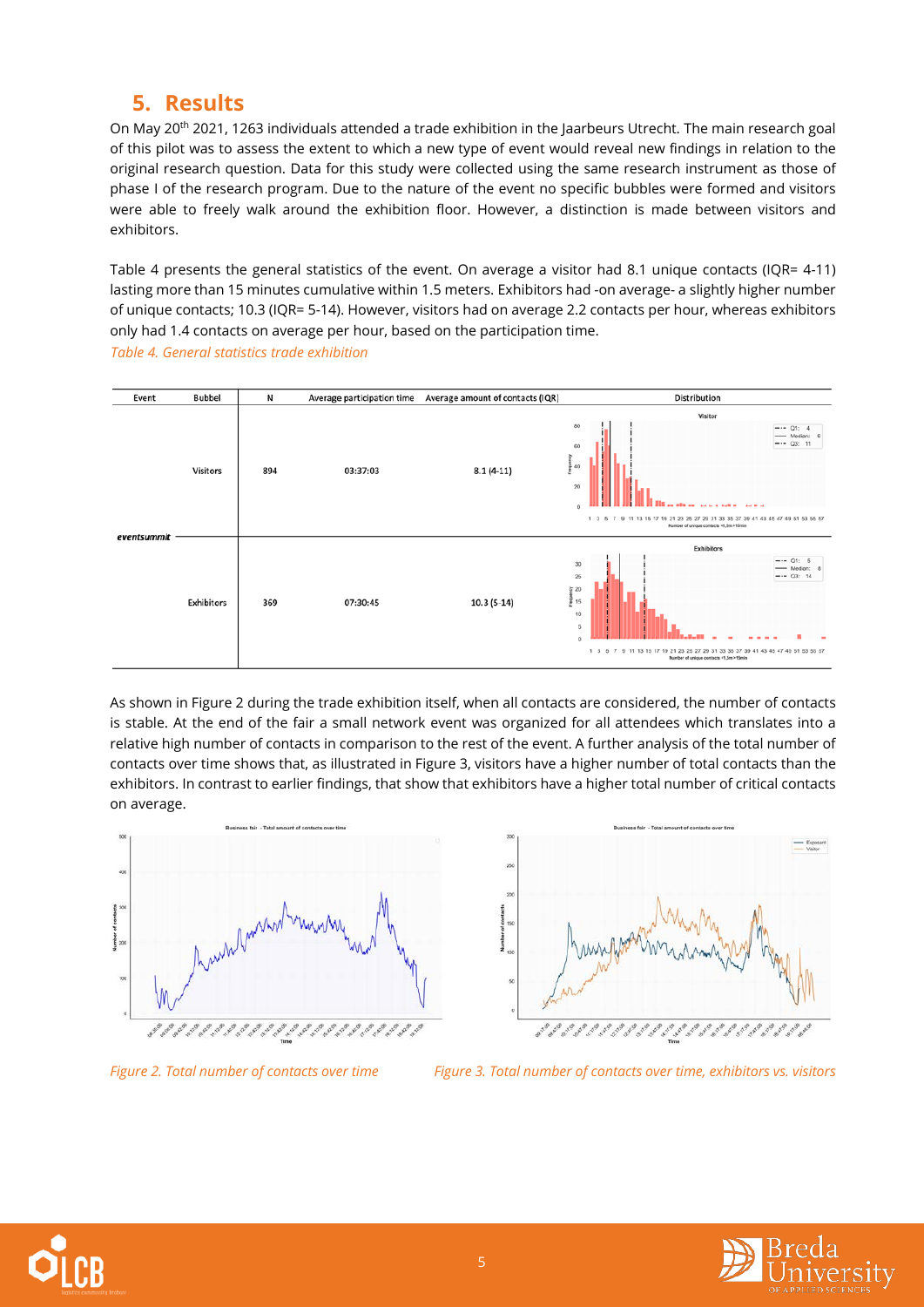## 5. Results

On May 20th 2021, 1263 individuals attended a trade exhibition in the Jaarbeurs Utrecht. The main research goal of this pilot was to assess the extent to which a new type of event would reveal new findings in relation to the original research question. Data for this study were collected using the same research instrument as those of phase I of the research program. Due to the nature of the event no specific bubbles were formed and visitors were able to freely walk around the exhibition floor. However, a distinction is made between visitors and exhibitors.

Table 4 presents the general statistics of the event. On average a visitor had 8.1 unique contacts (IQR= 4-11) lasting more than 15 minutes cumulative within 1.5 meters. Exhibitors had -on average- a slightly higher number of unique contacts; 10.3 (IQR= 5-14). However, visitors had on average 2.2 contacts per hour, whereas exhibitors only had 1.4 contacts on average per hour, based on the participation time.

*Table 4. General statistics trade exhibition*

| Event | Bubbel | N | Average participation time | Average amount of contacts (IQR) | Distribution |
|---|---|---|---|---|---|
| eventsummit | Visitors | 894 | 03:37:03 | 8.1 (4-11) | Visitor (Q1: 4, Median: 6, Q3: 11) |
| | Exhibitors | 369 | 07:30:45 | 10.3 (5-14) | Exhibitors (Q1: 5, Median: 8, Q3: 14) |

As shown in Figure 2 during the trade exhibition itself, when all contacts are considered, the number of contacts is stable. At the end of the fair a small network event was organized for all attendees which translates into a relative high number of contacts in comparison to the rest of the event. A further analysis of the total number of contacts over time shows that, as illustrated in Figure 3, visitors have a higher number of total contacts than the exhibitors. In contrast to earlier findings, that show that exhibitors have a higher total number of critical contacts on average.

*Figure 2. Total number of contacts over time*

*Figure 3. Total number of contacts over time, exhibitors vs. visitors*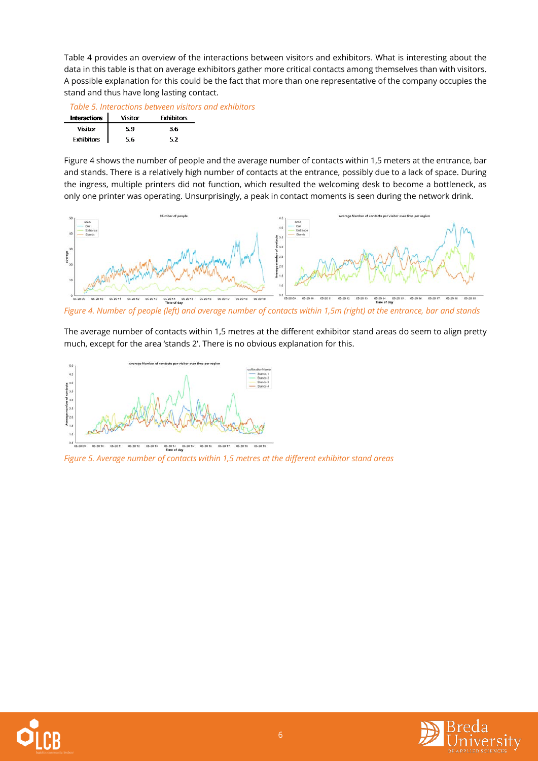Table 4 provides an overview of the interactions between visitors and exhibitors. What is interesting about the data in this table is that on average exhibitors gather more critical contacts among themselves than with visitors. A possible explanation for this could be the fact that more than one representative of the company occupies the stand and thus have long lasting contact.

*Table 5. Interactions between visitors and exhibitors*

| Interactions | Visitor | Exhibitors |
|---|---|---|
| Visitor | 5.9 | 3.6 |
| Exhibitors | 5.6 | 5.2 |

Figure 4 shows the number of people and the average number of contacts within 1,5 meters at the entrance, bar and stands. There is a relatively high number of contacts at the entrance, possibly due to a lack of space. During the ingress, multiple printers did not function, which resulted the welcoming desk to become a bottleneck, as only one printer was operating. Unsurprisingly, a peak in contact moments is seen during the network drink.

*Figure 4. Number of people (left) and average number of contacts within 1,5m (right) at the entrance, bar and stands*

The average number of contacts within 1,5 metres at the different exhibitor stand areas do seem to align pretty much, except for the area 'stands 2'. There is no obvious explanation for this.

*Figure 5. Average number of contacts within 1,5 metres at the different exhibitor stand areas*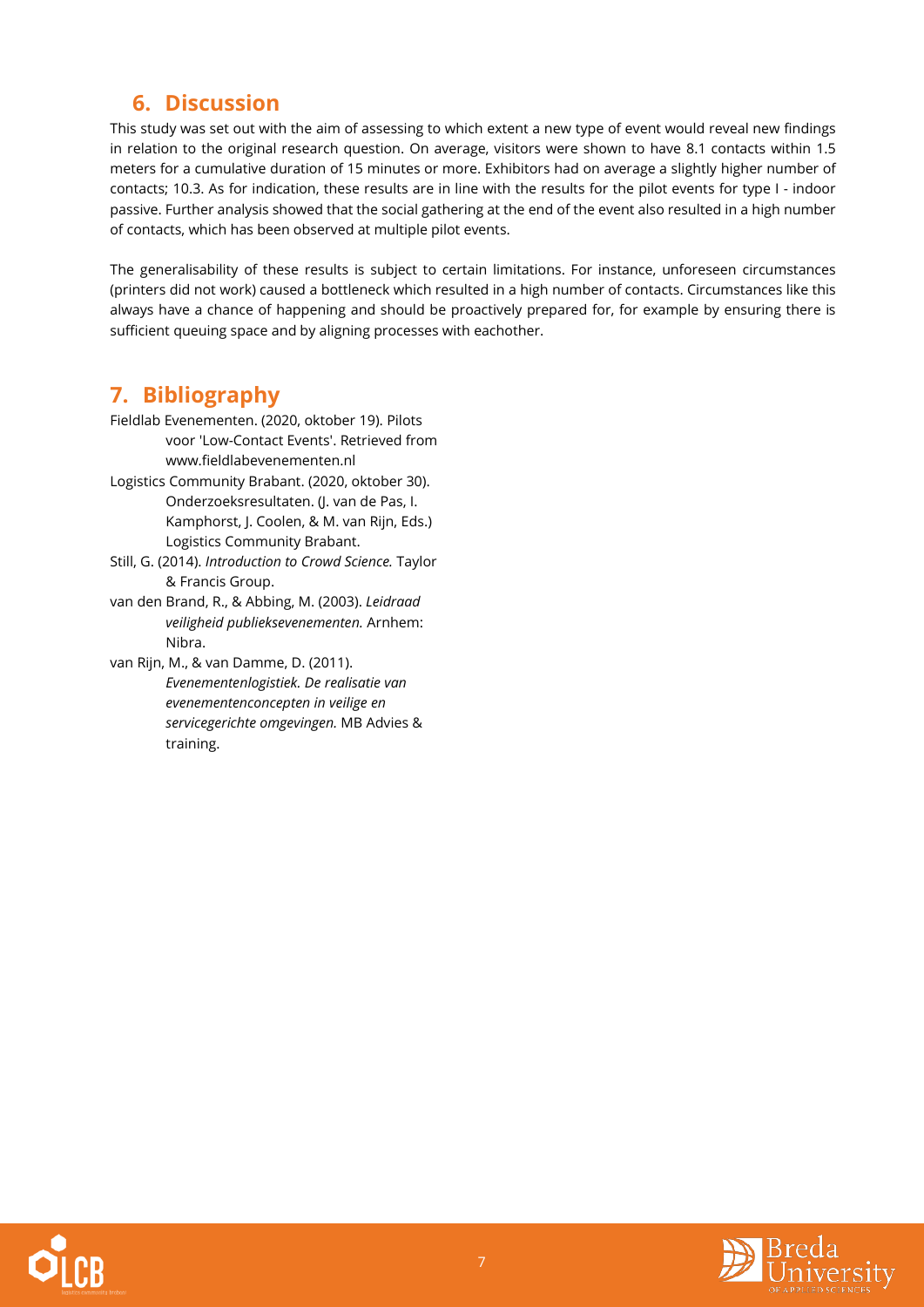## 6. Discussion

This study was set out with the aim of assessing to which extent a new type of event would reveal new findings in relation to the original research question. On average, visitors were shown to have 8.1 contacts within 1.5 meters for a cumulative duration of 15 minutes or more. Exhibitors had on average a slightly higher number of contacts; 10.3. As for indication, these results are in line with the results for the pilot events for type I - indoor passive. Further analysis showed that the social gathering at the end of the event also resulted in a high number of contacts, which has been observed at multiple pilot events.

The generalisability of these results is subject to certain limitations. For instance, unforeseen circumstances (printers did not work) caused a bottleneck which resulted in a high number of contacts. Circumstances like this always have a chance of happening and should be proactively prepared for, for example by ensuring there is sufficient queuing space and by aligning processes with eachother.

## 7. Bibliography

Fieldlab Evenementen. (2020, oktober 19). Pilots voor 'Low-Contact Events'. Retrieved from www.fieldlabevenementen.nl

Logistics Community Brabant. (2020, oktober 30). Onderzoeksresultaten. (J. van de Pas, I. Kamphorst, J. Coolen, & M. van Rijn, Eds.) Logistics Community Brabant.

Still, G. (2014). *Introduction to Crowd Science.* Taylor & Francis Group.

van den Brand, R., & Abbing, M. (2003). *Leidraad veiligheid publieksevenementen.* Arnhem: Nibra.

van Rijn, M., & van Damme, D. (2011). *Evenementenlogistiek. De realisatie van evenementenconcepten in veilige en servicegerichte omgevingen.* MB Advies & training.